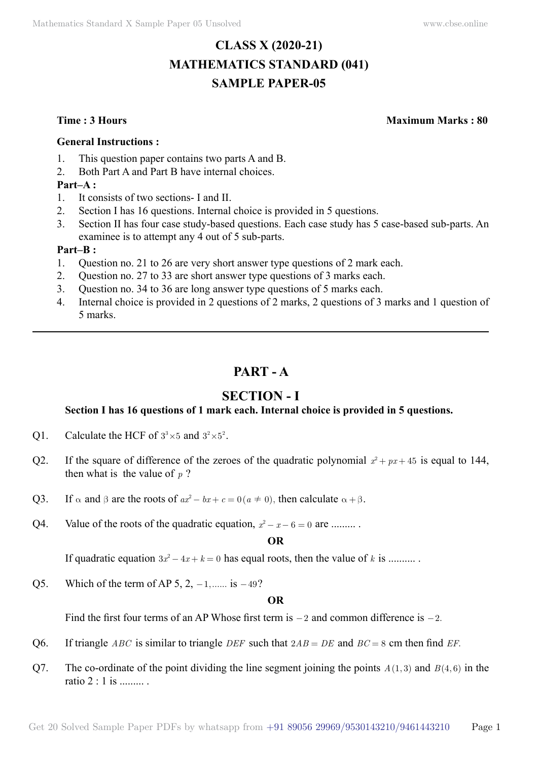# CLASS X (2020-21)
# MATHEMATICS STANDARD (041)
# SAMPLE PAPER-05

**Time : 3 Hours** **Maximum Marks : 80**

**General Instructions :**

1. This question paper contains two parts A and B.
2. Both Part A and Part B have internal choices.

**Part–A :**

1. It consists of two sections- I and II.
2. Section I has 16 questions. Internal choice is provided in 5 questions.
3. Section II has four case study-based questions. Each case study has 5 case-based sub-parts. An examinee is to attempt any 4 out of 5 sub-parts.

**Part–B :**

1. Question no. 21 to 26 are very short answer type questions of 2 mark each.
2. Question no. 27 to 33 are short answer type questions of 3 marks each.
3. Question no. 34 to 36 are long answer type questions of 5 marks each.
4. Internal choice is provided in 2 questions of 2 marks, 2 questions of 3 marks and 1 question of 5 marks.

---

## PART - A

## SECTION - I

**Section I has 16 questions of 1 mark each. Internal choice is provided in 5 questions.**

Q1. Calculate the HCF of $3^3 \times 5$ and $3^2 \times 5^2$.

Q2. If the square of difference of the zeroes of the quadratic polynomial $x^2 + px + 45$ is equal to 144, then what is the value of $p$ ?

Q3. If $\alpha$ and $\beta$ are the roots of $ax^2 - bx + c = 0 \, (a \neq 0)$, then calculate $\alpha + \beta$.

Q4. Value of the roots of the quadratic equation, $x^2 - x - 6 = 0$ are ......... .

**OR**

If quadratic equation $3x^2 - 4x + k = 0$ has equal roots, then the value of $k$ is .......... .

Q5. Which of the term of AP 5, 2, $-1, ......$ is $-49$?

**OR**

Find the first four terms of an AP Whose first term is $-2$ and common difference is $-2$.

Q6. If triangle $ABC$ is similar to triangle $DEF$ such that $2AB = DE$ and $BC = 8$ cm then find $EF$.

Q7. The co-ordinate of the point dividing the line segment joining the points $A(1, 3)$ and $B(4, 6)$ in the ratio 2 : 1 is ......... .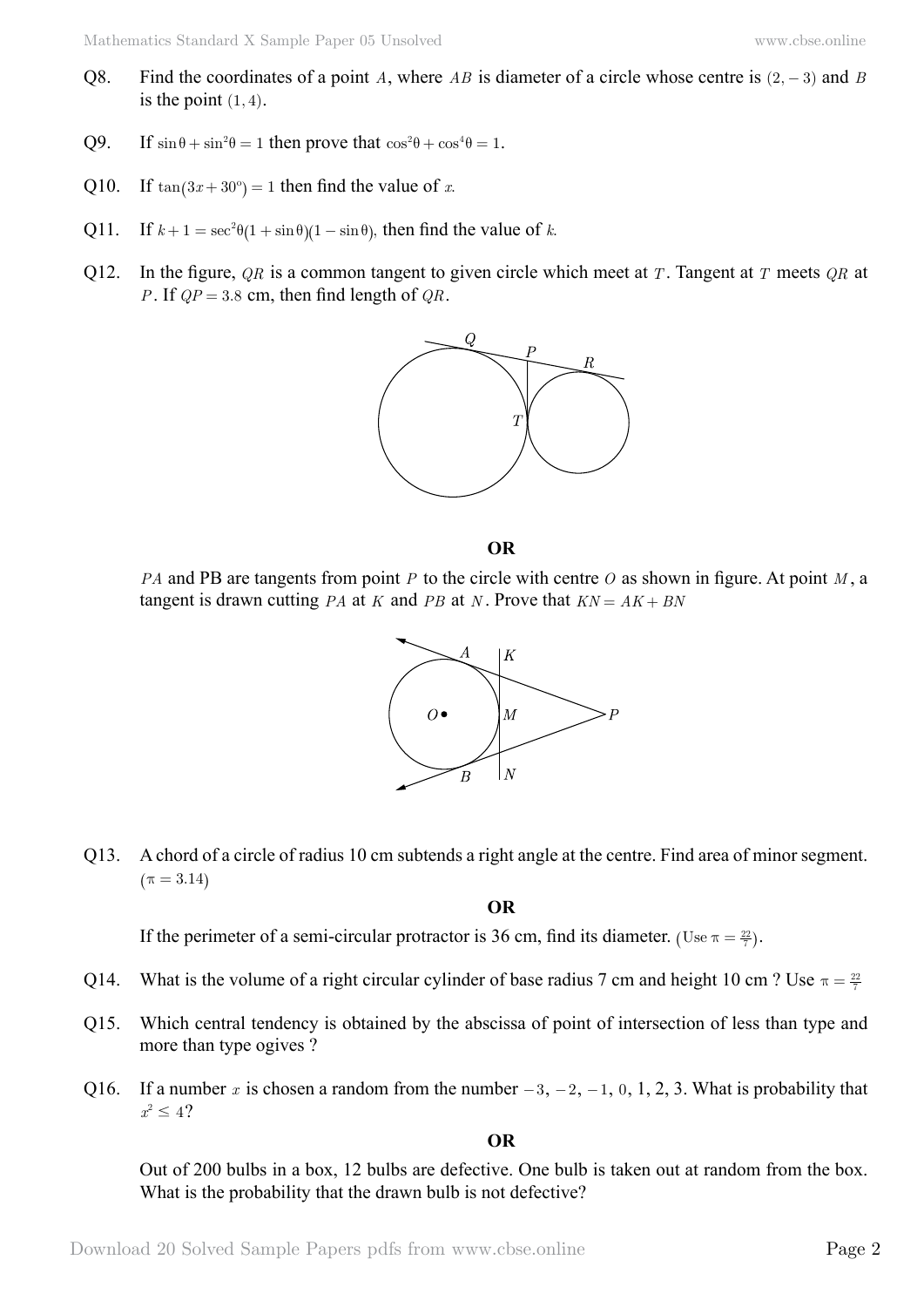Q8. Find the coordinates of a point $A$, where $AB$ is diameter of a circle whose centre is $(2, -3)$ and $B$ is the point $(1, 4)$.

Q9. If $\sin\theta + \sin^2\theta = 1$ then prove that $\cos^2\theta + \cos^4\theta = 1$.

Q10. If $\tan(3x + 30^o) = 1$ then find the value of $x$.

Q11. If $k + 1 = \sec^2\theta(1 + \sin\theta)(1 - \sin\theta)$, then find the value of $k$.

Q12. In the figure, $QR$ is a common tangent to given circle which meet at $T$. Tangent at $T$ meets $QR$ at $P$. If $QP = 3.8$ cm, then find length of $QR$.

**OR**

$PA$ and PB are tangents from point $P$ to the circle with centre $O$ as shown in figure. At point $M$, a tangent is drawn cutting $PA$ at $K$ and $PB$ at $N$. Prove that $KN = AK + BN$

Q13. A chord of a circle of radius 10 cm subtends a right angle at the centre. Find area of minor segment. $(\pi = 3.14)$

**OR**

If the perimeter of a semi-circular protractor is 36 cm, find its diameter. (Use $\pi = \frac{22}{7}$).

Q14. What is the volume of a right circular cylinder of base radius 7 cm and height 10 cm ? Use $\pi = \frac{22}{7}$

Q15. Which central tendency is obtained by the abscissa of point of intersection of less than type and more than type ogives ?

Q16. If a number $x$ is chosen a random from the number $-3, -2, -1, 0, 1, 2, 3$. What is probability that $x^2 \leq 4$?

**OR**

Out of 200 bulbs in a box, 12 bulbs are defective. One bulb is taken out at random from the box. What is the probability that the drawn bulb is not defective?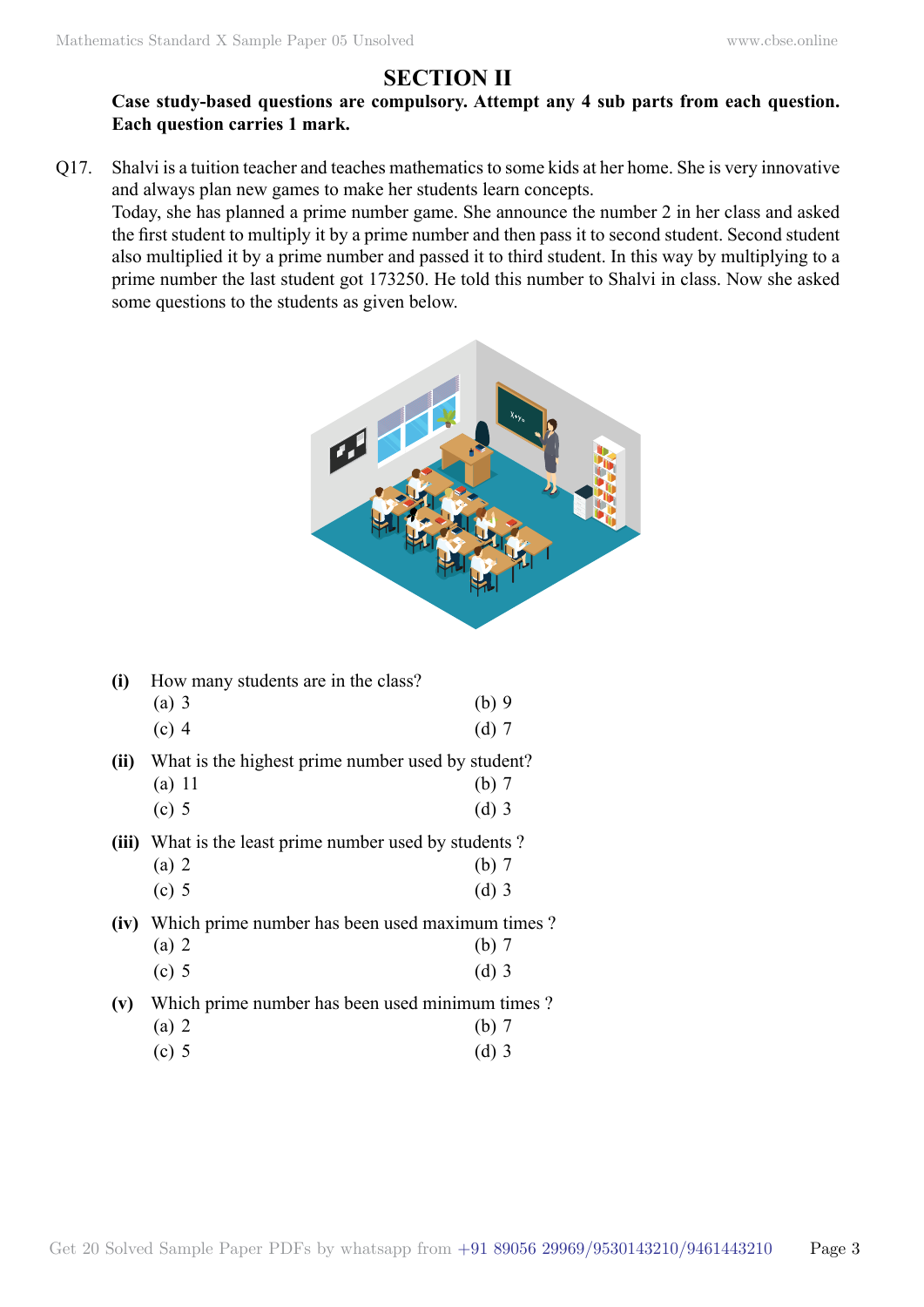## SECTION II

**Case study-based questions are compulsory. Attempt any 4 sub parts from each question. Each question carries 1 mark.**

Q17. Shalvi is a tuition teacher and teaches mathematics to some kids at her home. She is very innovative and always plan new games to make her students learn concepts.

Today, she has planned a prime number game. She announce the number 2 in her class and asked the first student to multiply it by a prime number and then pass it to second student. Second student also multiplied it by a prime number and passed it to third student. In this way by multiplying to a prime number the last student got 173250. He told this number to Shalvi in class. Now she asked some questions to the students as given below.

**(i)** How many students are in the class?

(a) 3 (b) 9

(c) 4 (d) 7

**(ii)** What is the highest prime number used by student?

(a) 11 (b) 7

(c) 5 (d) 3

**(iii)** What is the least prime number used by students ?

(a) 2 (b) 7

(c) 5 (d) 3

**(iv)** Which prime number has been used maximum times ?

(a) 2 (b) 7

(c) 5 (d) 3

**(v)** Which prime number has been used minimum times ?

(a) 2 (b) 7

(c) 5 (d) 3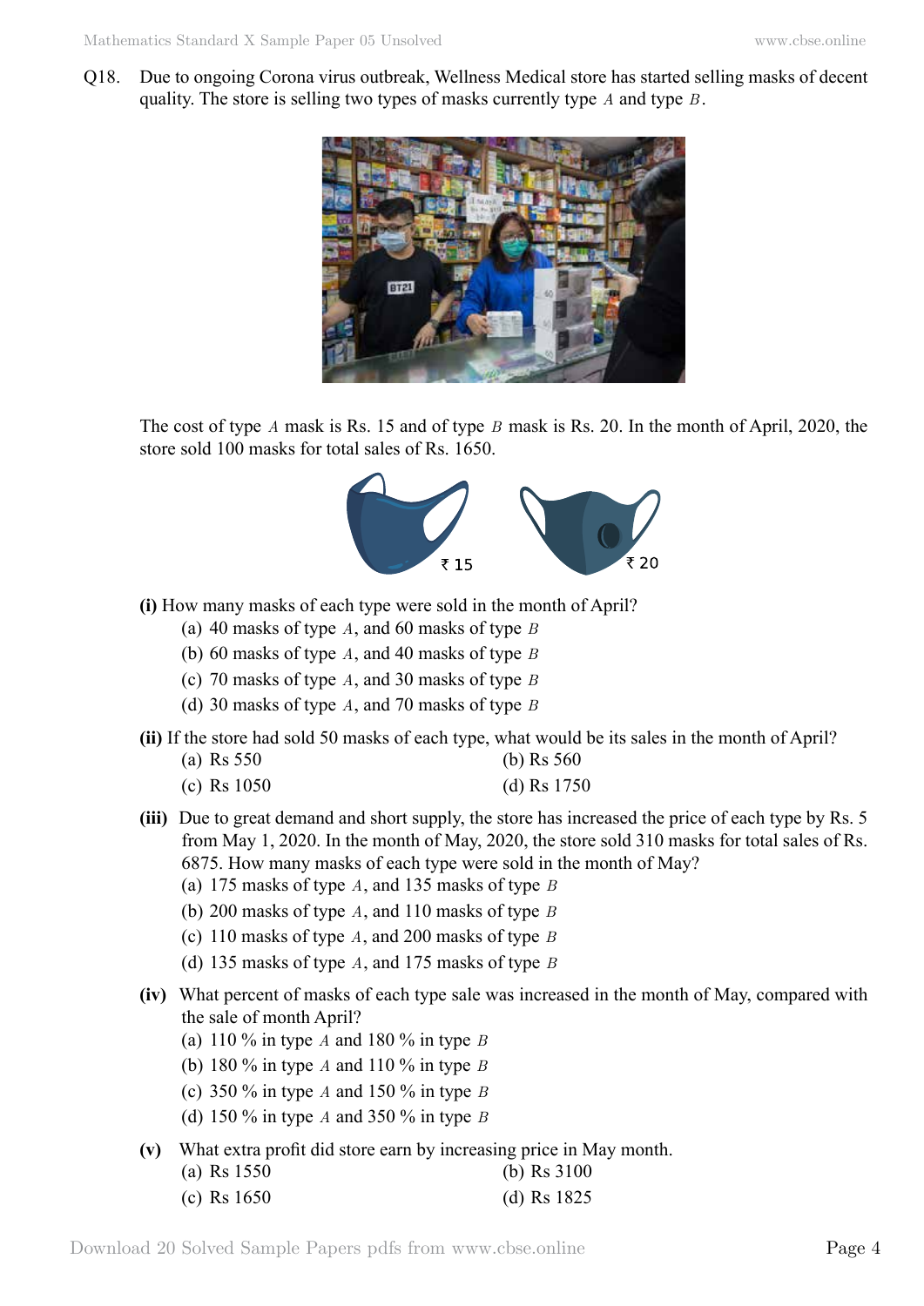Q18. Due to ongoing Corona virus outbreak, Wellness Medical store has started selling masks of decent quality. The store is selling two types of masks currently type $A$ and type $B$.

The cost of type $A$ mask is Rs. 15 and of type $B$ mask is Rs. 20. In the month of April, 2020, the store sold 100 masks for total sales of Rs. 1650.

**(i)** How many masks of each type were sold in the month of April?

(a) 40 masks of type $A$, and 60 masks of type $B$
(b) 60 masks of type $A$, and 40 masks of type $B$
(c) 70 masks of type $A$, and 30 masks of type $B$
(d) 30 masks of type $A$, and 70 masks of type $B$

**(ii)** If the store had sold 50 masks of each type, what would be its sales in the month of April?

(a) Rs 550
(b) Rs 560
(c) Rs 1050
(d) Rs 1750

**(iii)** Due to great demand and short supply, the store has increased the price of each type by Rs. 5 from May 1, 2020. In the month of May, 2020, the store sold 310 masks for total sales of Rs. 6875. How many masks of each type were sold in the month of May?

(a) 175 masks of type $A$, and 135 masks of type $B$
(b) 200 masks of type $A$, and 110 masks of type $B$
(c) 110 masks of type $A$, and 200 masks of type $B$
(d) 135 masks of type $A$, and 175 masks of type $B$

**(iv)** What percent of masks of each type sale was increased in the month of May, compared with the sale of month April?

(a) 110 % in type $A$ and 180 % in type $B$
(b) 180 % in type $A$ and 110 % in type $B$
(c) 350 % in type $A$ and 150 % in type $B$
(d) 150 % in type $A$ and 350 % in type $B$

**(v)** What extra profit did store earn by increasing price in May month.

(a) Rs 1550
(b) Rs 3100
(c) Rs 1650
(d) Rs 1825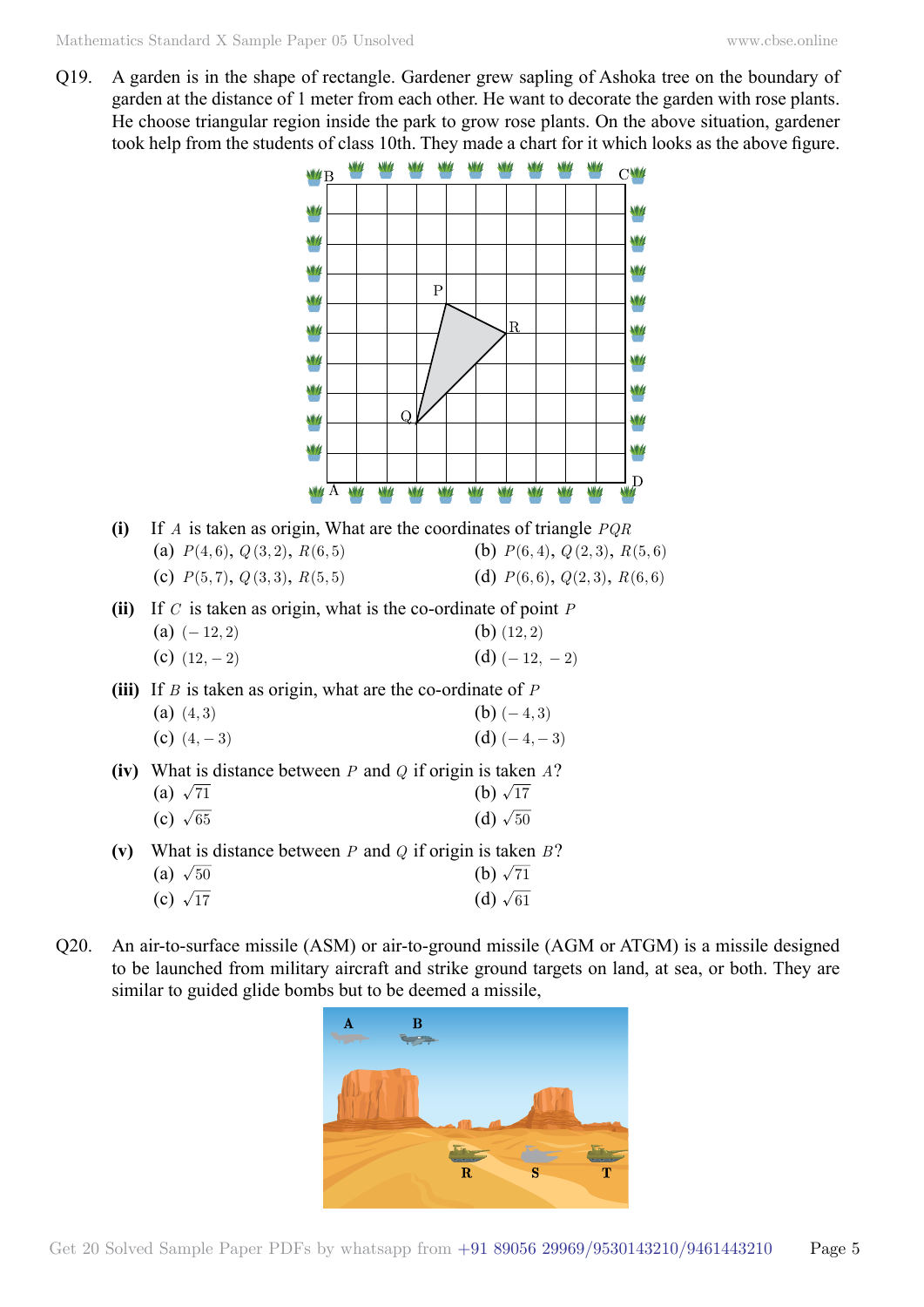Q19. A garden is in the shape of rectangle. Gardener grew sapling of Ashoka tree on the boundary of garden at the distance of 1 meter from each other. He want to decorate the garden with rose plants. He choose triangular region inside the park to grow rose plants. On the above situation, gardener took help from the students of class 10th. They made a chart for it which looks as the above figure.

**(i)** If $A$ is taken as origin, What are the coordinates of triangle $PQR$

(a) $P(4,6)$, $Q(3,2)$, $R(6,5)$

(b) $P(6,4)$, $Q(2,3)$, $R(5,6)$

(c) $P(5,7)$, $Q(3,3)$, $R(5,5)$

(d) $P(6,6)$, $Q(2,3)$, $R(6,6)$

**(ii)** If $C$ is taken as origin, what is the co-ordinate of point $P$

(a) $(-12,2)$

(b) $(12,2)$

(c) $(12,-2)$

(d) $(-12,-2)$

**(iii)** If $B$ is taken as origin, what are the co-ordinate of $P$

(a) $(4,3)$

(b) $(-4,3)$

(c) $(4,-3)$

(d) $(-4,-3)$

**(iv)** What is distance between $P$ and $Q$ if origin is taken $A$?

(a) $\sqrt{71}$

(b) $\sqrt{17}$

(c) $\sqrt{65}$

(d) $\sqrt{50}$

**(v)** What is distance between $P$ and $Q$ if origin is taken $B$?

(a) $\sqrt{50}$

(b) $\sqrt{71}$

(c) $\sqrt{17}$

(d) $\sqrt{61}$

Q20. An air-to-surface missile (ASM) or air-to-ground missile (AGM or ATGM) is a missile designed to be launched from military aircraft and strike ground targets on land, at sea, or both. They are similar to guided glide bombs but to be deemed a missile,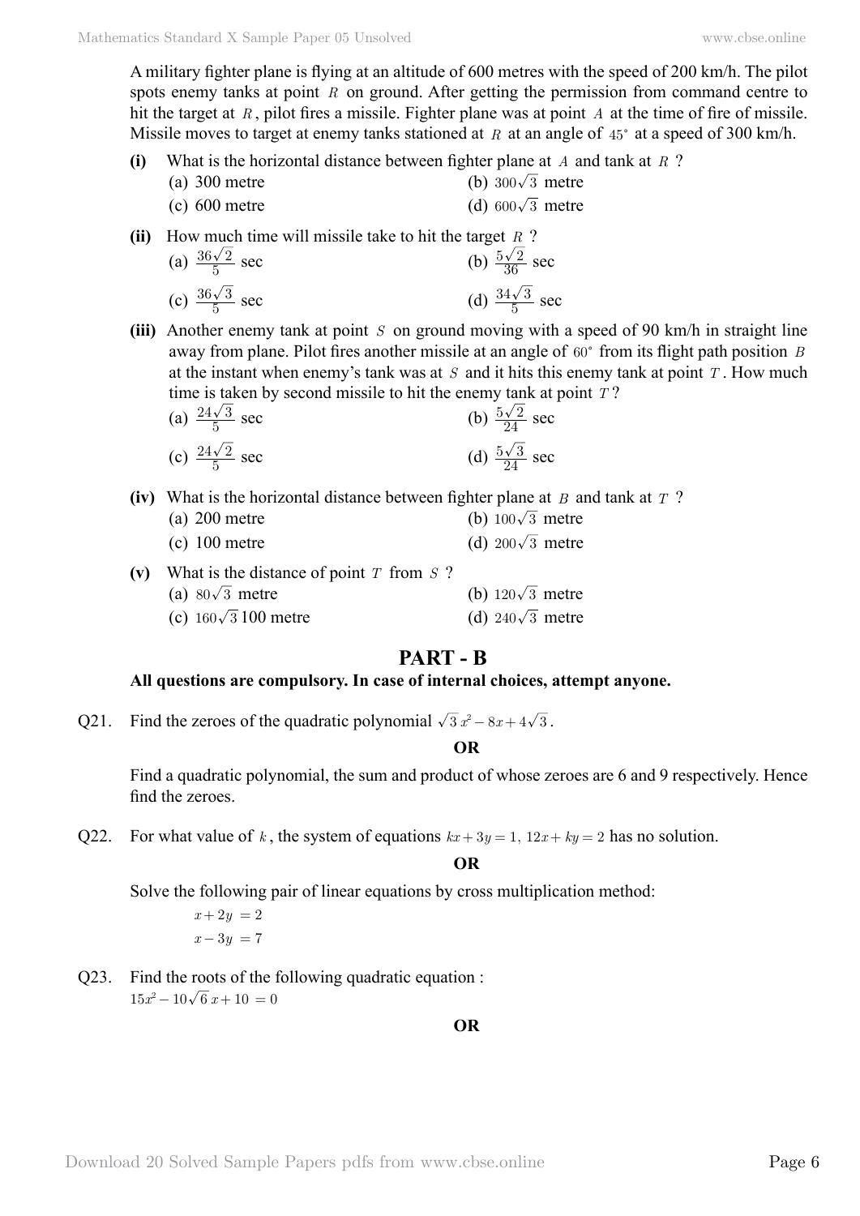A military fighter plane is flying at an altitude of 600 metres with the speed of 200 km/h. The pilot spots enemy tanks at point $R$ on ground. After getting the permission from command centre to hit the target at $R$, pilot fires a missile. Fighter plane was at point $A$ at the time of fire of missile. Missile moves to target at enemy tanks stationed at $R$ at an angle of $45^{\circ}$ at a speed of 300 km/h.

**(i)** What is the horizontal distance between fighter plane at $A$ and tank at $R$ ?

(a) 300 metre (b) $300\sqrt{3}$ metre

(c) 600 metre (d) $600\sqrt{3}$ metre

**(ii)** How much time will missile take to hit the target $R$ ?

(a) $\frac{36\sqrt{2}}{5}$ sec (b) $\frac{5\sqrt{2}}{36}$ sec

(c) $\frac{36\sqrt{3}}{5}$ sec (d) $\frac{34\sqrt{3}}{5}$ sec

**(iii)** Another enemy tank at point $S$ on ground moving with a speed of 90 km/h in straight line away from plane. Pilot fires another missile at an angle of $60^{\circ}$ from its flight path position $B$ at the instant when enemy's tank was at $S$ and it hits this enemy tank at point $T$. How much time is taken by second missile to hit the enemy tank at point $T$ ?

(a) $\frac{24\sqrt{3}}{5}$ sec (b) $\frac{5\sqrt{2}}{24}$ sec

(c) $\frac{24\sqrt{2}}{5}$ sec (d) $\frac{5\sqrt{3}}{24}$ sec

**(iv)** What is the horizontal distance between fighter plane at $B$ and tank at $T$ ?

(a) 200 metre (b) $100\sqrt{3}$ metre

(c) 100 metre (d) $200\sqrt{3}$ metre

**(v)** What is the distance of point $T$ from $S$ ?

(a) $80\sqrt{3}$ metre (b) $120\sqrt{3}$ metre

(c) $160\sqrt{3}\,100$ metre (d) $240\sqrt{3}$ metre

## PART - B

**All questions are compulsory. In case of internal choices, attempt anyone.**

Q21. Find the zeroes of the quadratic polynomial $\sqrt{3}\,x^2 - 8x + 4\sqrt{3}$.

**OR**

Find a quadratic polynomial, the sum and product of whose zeroes are 6 and 9 respectively. Hence find the zeroes.

Q22. For what value of $k$, the system of equations $kx + 3y = 1,\ 12x + ky = 2$ has no solution.

**OR**

Solve the following pair of linear equations by cross multiplication method:

$$x + 2y = 2$$
$$x - 3y = 7$$

Q23. Find the roots of the following quadratic equation :

$15x^2 - 10\sqrt{6}\,x + 10 = 0$

**OR**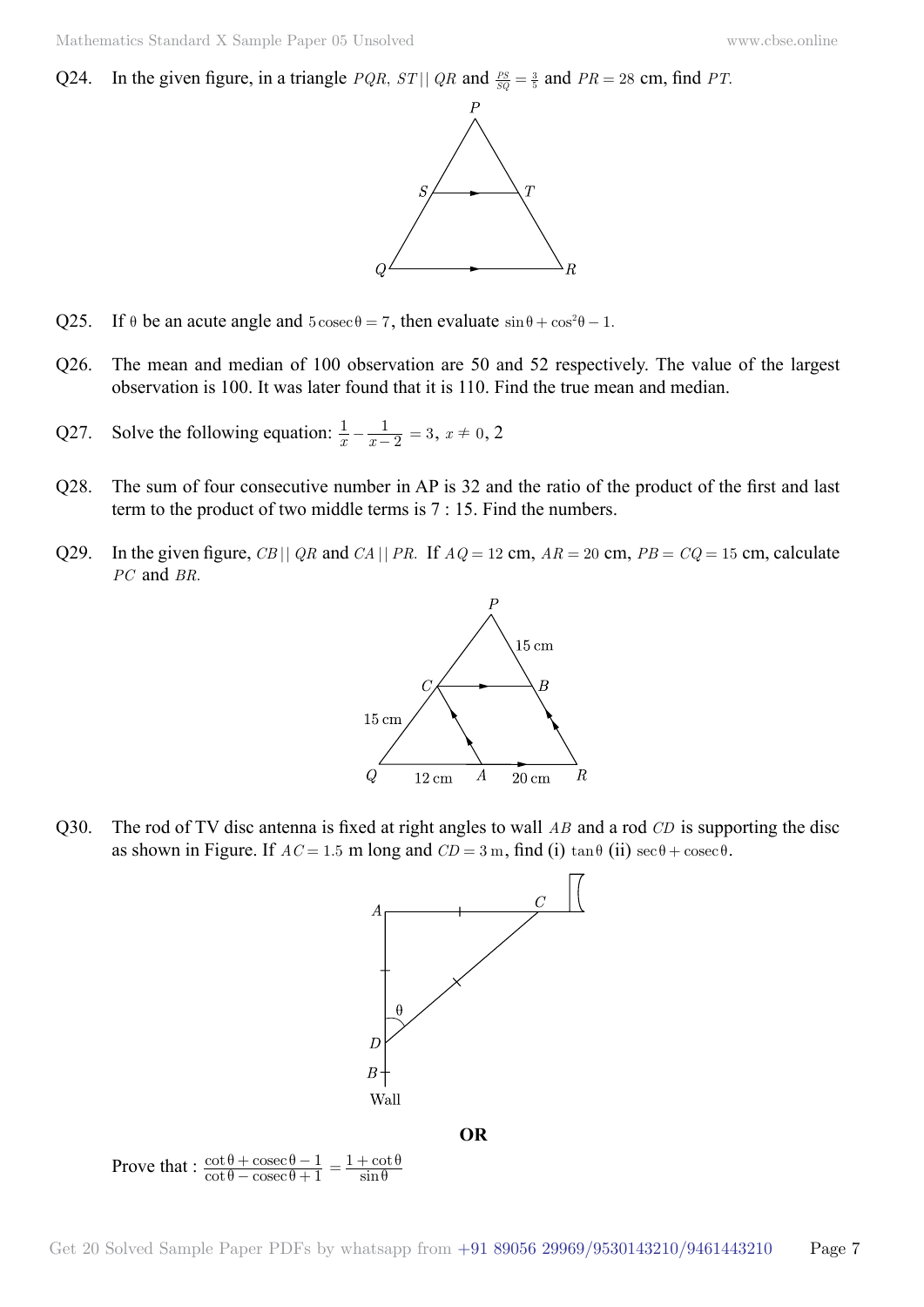Q24. In the given figure, in a triangle $PQR$, $ST || QR$ and $\frac{PS}{SQ} = \frac{3}{5}$ and $PR = 28$ cm, find $PT$.

Q25. If $\theta$ be an acute angle and $5\operatorname{cosec}\theta = 7$, then evaluate $\sin\theta + \cos^2\theta - 1$.

Q26. The mean and median of 100 observation are 50 and 52 respectively. The value of the largest observation is 100. It was later found that it is 110. Find the true mean and median.

Q27. Solve the following equation: $\frac{1}{x} - \frac{1}{x-2} = 3$, $x \neq 0$, 2

Q28. The sum of four consecutive number in AP is 32 and the ratio of the product of the first and last term to the product of two middle terms is 7 : 15. Find the numbers.

Q29. In the given figure, $CB || QR$ and $CA || PR$. If $AQ = 12$ cm, $AR = 20$ cm, $PB = CQ = 15$ cm, calculate $PC$ and $BR$.

Q30. The rod of TV disc antenna is fixed at right angles to wall $AB$ and a rod $CD$ is supporting the disc as shown in Figure. If $AC = 1.5$ m long and $CD = 3$ m, find (i) $\tan\theta$ (ii) $\sec\theta + \operatorname{cosec}\theta$.

**OR**

Prove that : $\frac{\cot\theta + \operatorname{cosec}\theta - 1}{\cot\theta - \operatorname{cosec}\theta + 1} = \frac{1 + \cot\theta}{\sin\theta}$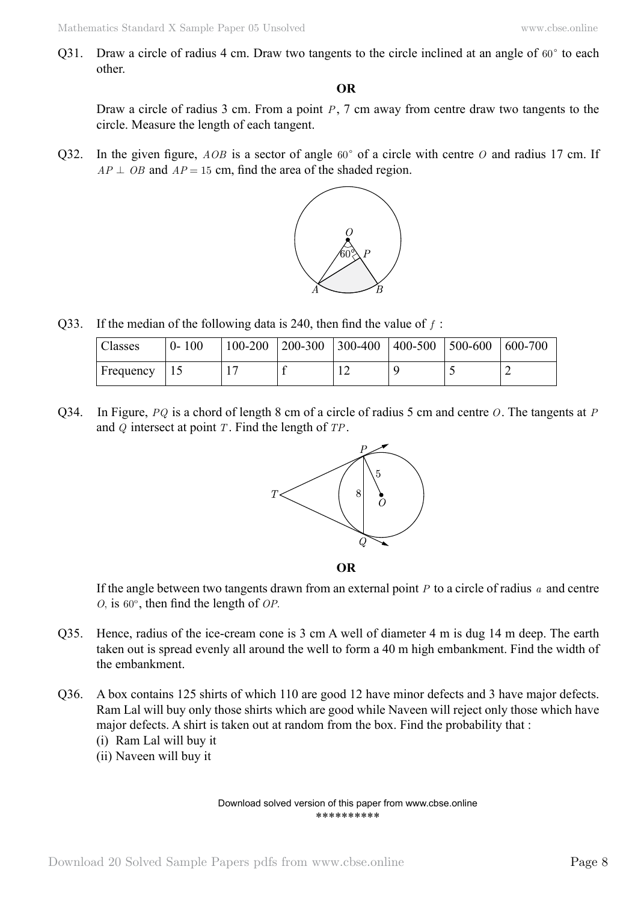Q31. Draw a circle of radius 4 cm. Draw two tangents to the circle inclined at an angle of $60^\circ$ to each other.

**OR**

Draw a circle of radius 3 cm. From a point $P$, 7 cm away from centre draw two tangents to the circle. Measure the length of each tangent.

Q32. In the given figure, $AOB$ is a sector of angle $60^\circ$ of a circle with centre $O$ and radius 17 cm. If $AP \perp OB$ and $AP = 15$ cm, find the area of the shaded region.

O

60°

P

A

B

Q33. If the median of the following data is 240, then find the value of $f$ :

| Classes | 0- 100 | 100-200 | 200-300 | 300-400 | 400-500 | 500-600 | 600-700 |
|---|---|---|---|---|---|---|---|
| Frequency | 15 | 17 | f | 12 | 9 | 5 | 2 |

Q34. In Figure, $PQ$ is a chord of length 8 cm of a circle of radius 5 cm and centre $O$. The tangents at $P$ and $Q$ intersect at point $T$. Find the length of $TP$.

P

5

T

8

O

Q

**OR**

If the angle between two tangents drawn from an external point $P$ to a circle of radius $a$ and centre $O$, is $60^o$, then find the length of $OP$.

Q35. Hence, radius of the ice-cream cone is 3 cm A well of diameter 4 m is dug 14 m deep. The earth taken out is spread evenly all around the well to form a 40 m high embankment. Find the width of the embankment.

Q36. A box contains 125 shirts of which 110 are good 12 have minor defects and 3 have major defects. Ram Lal will buy only those shirts which are good while Naveen will reject only those which have major defects. A shirt is taken out at random from the box. Find the probability that :

(i) Ram Lal will buy it

(ii) Naveen will buy it

Download solved version of this paper from www.cbse.online

**********